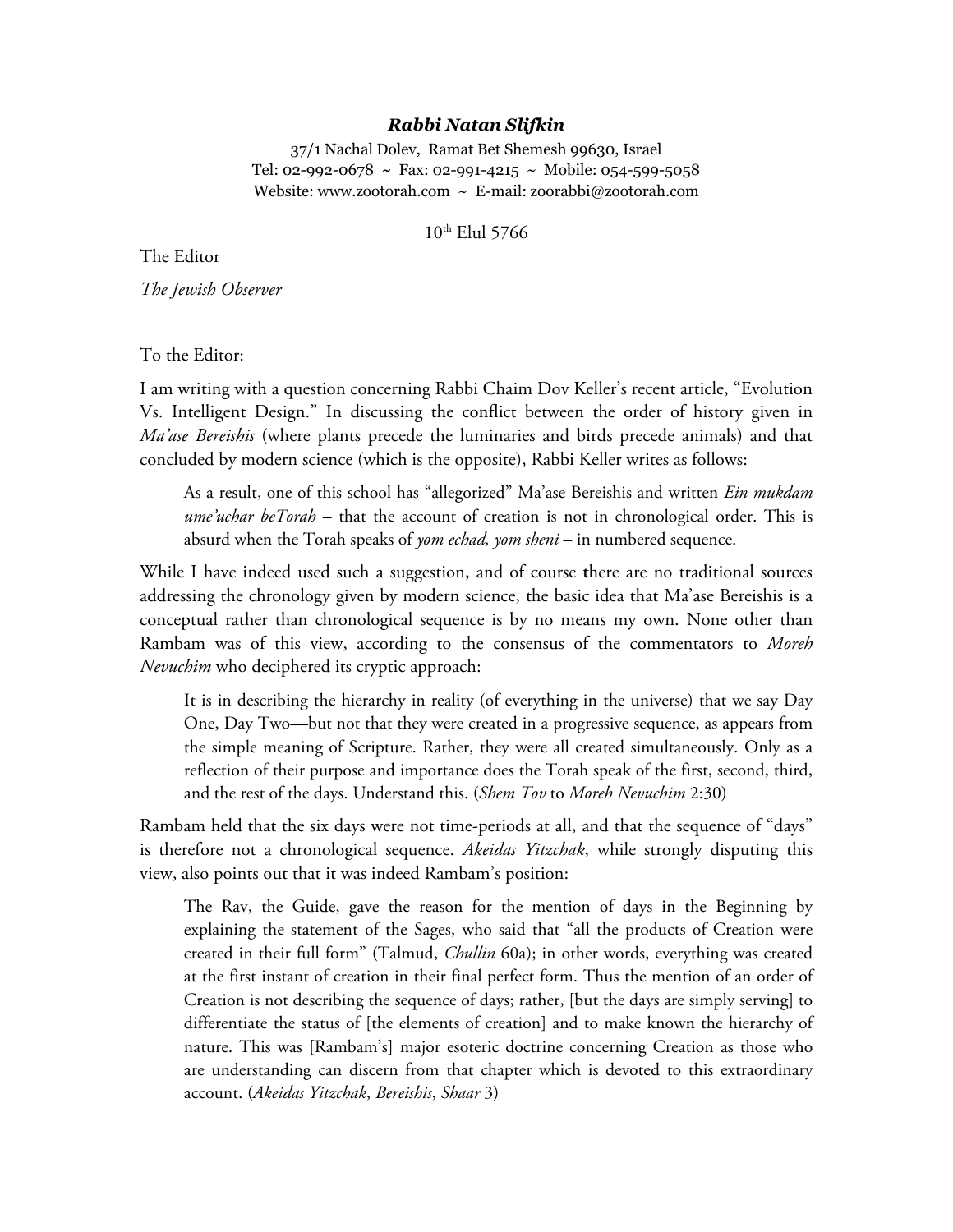***Rabbi Natan Slifkin***

37/1 Nachal Dolev, Ramat Bet Shemesh 99630, Israel
Tel: 02-992-0678 ~ Fax: 02-991-4215 ~ Mobile: 054-599-5058
Website: www.zootorah.com ~ E-mail: zoorabbi@zootorah.com

10th Elul 5766

The Editor

*The Jewish Observer*

To the Editor:

I am writing with a question concerning Rabbi Chaim Dov Keller's recent article, "Evolution Vs. Intelligent Design." In discussing the conflict between the order of history given in *Ma'ase Bereishis* (where plants precede the luminaries and birds precede animals) and that concluded by modern science (which is the opposite), Rabbi Keller writes as follows:

> As a result, one of this school has "allegorized" Ma'ase Bereishis and written *Ein mukdam ume'uchar beTorah* – that the account of creation is not in chronological order. This is absurd when the Torah speaks of *yom echad, yom sheni* – in numbered sequence.

While I have indeed used such a suggestion, and of course there are no traditional sources addressing the chronology given by modern science, the basic idea that Ma'ase Bereishis is a conceptual rather than chronological sequence is by no means my own. None other than Rambam was of this view, according to the consensus of the commentators to *Moreh Nevuchim* who deciphered its cryptic approach:

> It is in describing the hierarchy in reality (of everything in the universe) that we say Day One, Day Two—but not that they were created in a progressive sequence, as appears from the simple meaning of Scripture. Rather, they were all created simultaneously. Only as a reflection of their purpose and importance does the Torah speak of the first, second, third, and the rest of the days. Understand this. (*Shem Tov* to *Moreh Nevuchim* 2:30)

Rambam held that the six days were not time-periods at all, and that the sequence of "days" is therefore not a chronological sequence. *Akeidas Yitzchak*, while strongly disputing this view, also points out that it was indeed Rambam's position:

> The Rav, the Guide, gave the reason for the mention of days in the Beginning by explaining the statement of the Sages, who said that "all the products of Creation were created in their full form" (Talmud, *Chullin* 60a); in other words, everything was created at the first instant of creation in their final perfect form. Thus the mention of an order of Creation is not describing the sequence of days; rather, [but the days are simply serving] to differentiate the status of [the elements of creation] and to make known the hierarchy of nature. This was [Rambam's] major esoteric doctrine concerning Creation as those who are understanding can discern from that chapter which is devoted to this extraordinary account. (*Akeidas Yitzchak*, *Bereishis*, *Shaar* 3)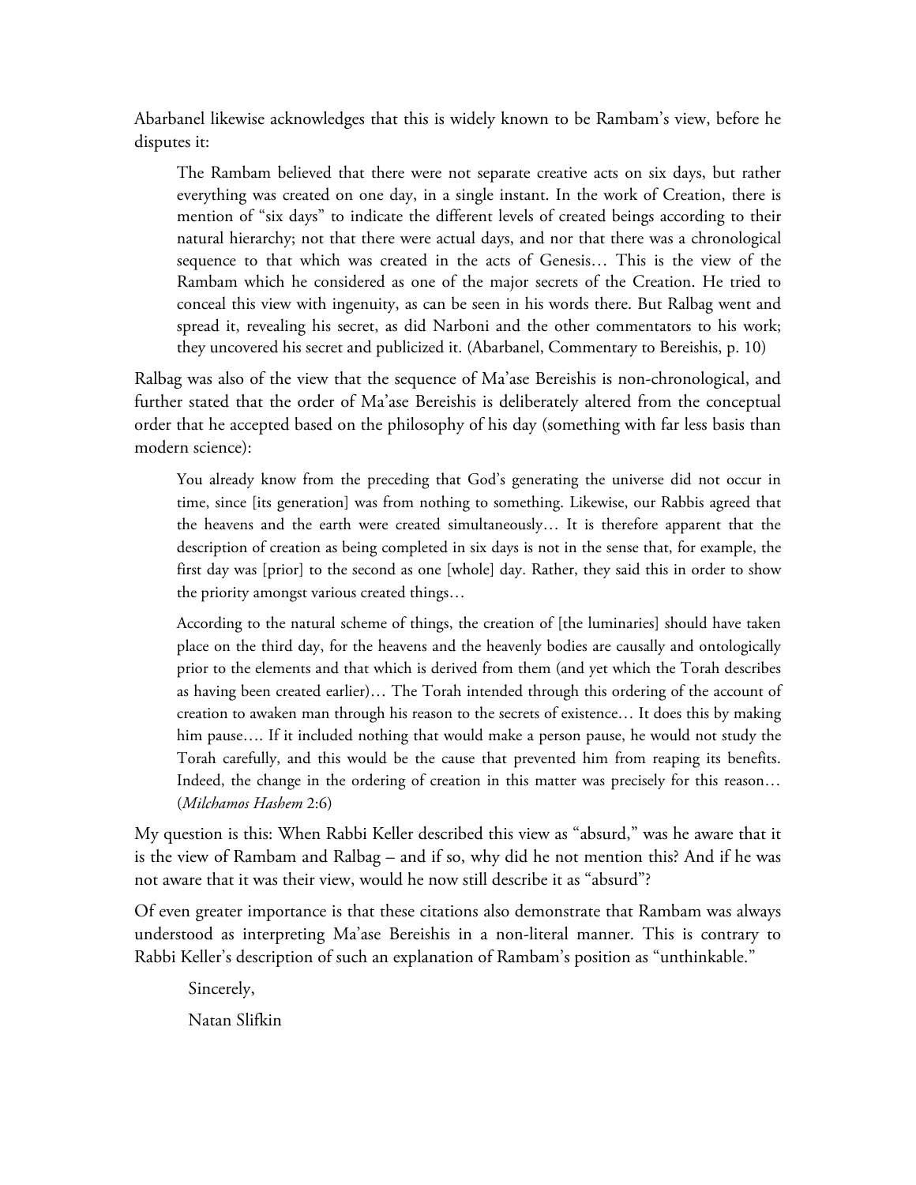Abarbanel likewise acknowledges that this is widely known to be Rambam's view, before he disputes it:

> The Rambam believed that there were not separate creative acts on six days, but rather everything was created on one day, in a single instant. In the work of Creation, there is mention of "six days" to indicate the different levels of created beings according to their natural hierarchy; not that there were actual days, and nor that there was a chronological sequence to that which was created in the acts of Genesis… This is the view of the Rambam which he considered as one of the major secrets of the Creation. He tried to conceal this view with ingenuity, as can be seen in his words there. But Ralbag went and spread it, revealing his secret, as did Narboni and the other commentators to his work; they uncovered his secret and publicized it. (Abarbanel, Commentary to Bereishis, p. 10)

Ralbag was also of the view that the sequence of Ma'ase Bereishis is non-chronological, and further stated that the order of Ma'ase Bereishis is deliberately altered from the conceptual order that he accepted based on the philosophy of his day (something with far less basis than modern science):

> You already know from the preceding that God's generating the universe did not occur in time, since [its generation] was from nothing to something. Likewise, our Rabbis agreed that the heavens and the earth were created simultaneously… It is therefore apparent that the description of creation as being completed in six days is not in the sense that, for example, the first day was [prior] to the second as one [whole] day. Rather, they said this in order to show the priority amongst various created things…
>
> According to the natural scheme of things, the creation of [the luminaries] should have taken place on the third day, for the heavens and the heavenly bodies are causally and ontologically prior to the elements and that which is derived from them (and yet which the Torah describes as having been created earlier)… The Torah intended through this ordering of the account of creation to awaken man through his reason to the secrets of existence… It does this by making him pause…. If it included nothing that would make a person pause, he would not study the Torah carefully, and this would be the cause that prevented him from reaping its benefits. Indeed, the change in the ordering of creation in this matter was precisely for this reason… (*Milchamos Hashem* 2:6)

My question is this: When Rabbi Keller described this view as "absurd," was he aware that it is the view of Rambam and Ralbag – and if so, why did he not mention this? And if he was not aware that it was their view, would he now still describe it as "absurd"?

Of even greater importance is that these citations also demonstrate that Rambam was always understood as interpreting Ma'ase Bereishis in a non-literal manner. This is contrary to Rabbi Keller's description of such an explanation of Rambam's position as "unthinkable."

Sincerely,

Natan Slifkin